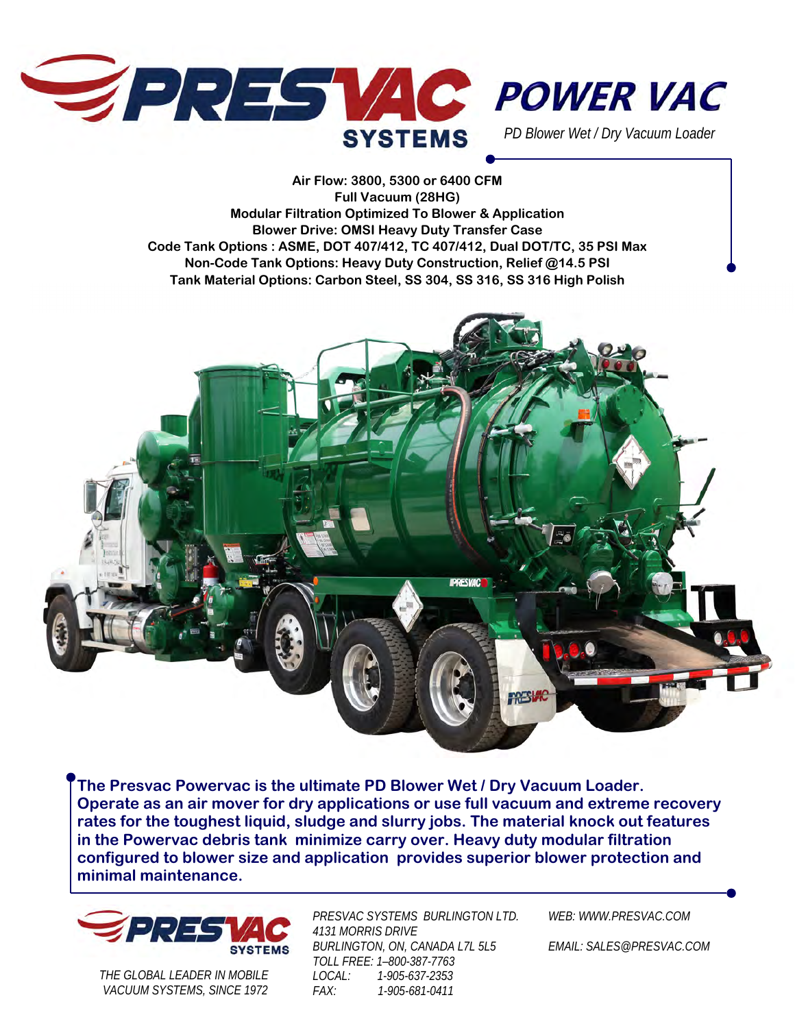# PRESVAC SYSTEMS POWER VAC

*PD Blower Wet / Dry Vacuum Loader*

**Air Flow: 3800, 5300 or 6400 CFM**
**Full Vacuum (28HG)**
**Modular Filtration Optimized To Blower & Application**
**Blower Drive: OMSI Heavy Duty Transfer Case**
**Code Tank Options : ASME, DOT 407/412, TC 407/412, Dual DOT/TC, 35 PSI Max**
**Non-Code Tank Options: Heavy Duty Construction, Relief @14.5 PSI**
**Tank Material Options: Carbon Steel, SS 304, SS 316, SS 316 High Polish**

**The Presvac Powervac is the ultimate PD Blower Wet / Dry Vacuum Loader. Operate as an air mover for dry applications or use full vacuum and extreme recovery rates for the toughest liquid, sludge and slurry jobs. The material knock out features in the Powervac debris tank minimize carry over. Heavy duty modular filtration configured to blower size and application provides superior blower protection and minimal maintenance.**

PRESVAC SYSTEMS

*THE GLOBAL LEADER IN MOBILE VACUUM SYSTEMS, SINCE 1972*

*PRESVAC SYSTEMS BURLINGTON LTD.*
*4131 MORRIS DRIVE*
*BURLINGTON, ON, CANADA L7L 5L5*
*TOLL FREE: 1–800-387-7763*
*LOCAL: 1-905-637-2353*
*FAX: 1-905-681-0411*

*WEB: WWW.PRESVAC.COM*

*EMAIL: SALES@PRESVAC.COM*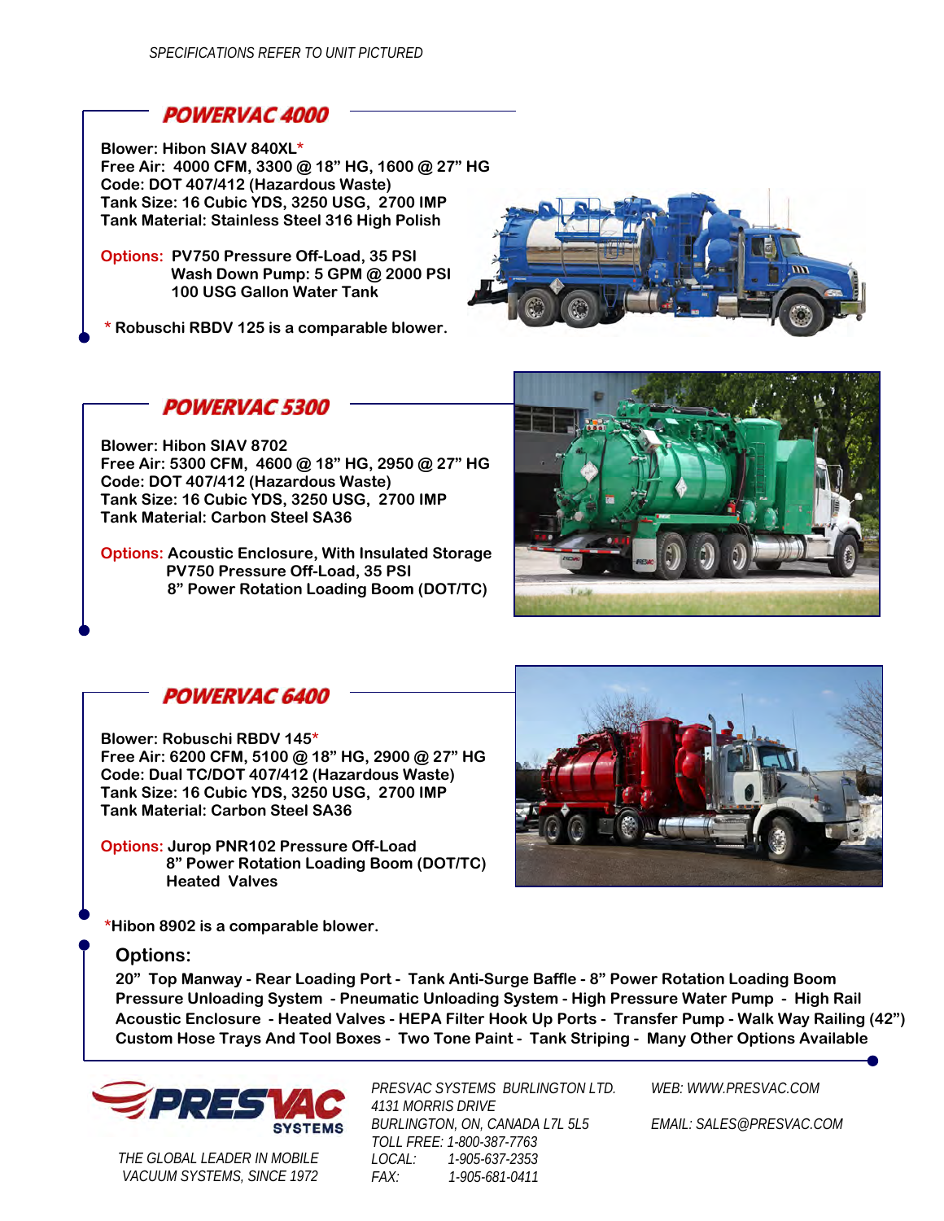*SPECIFICATIONS REFER TO UNIT PICTURED*

## POWERVAC 4000

**Blower: Hibon SIAV 840XL***
**Free Air: 4000 CFM, 3300 @ 18" HG, 1600 @ 27" HG**
**Code: DOT 407/412 (Hazardous Waste)**
**Tank Size: 16 Cubic YDS, 3250 USG, 2700 IMP**
**Tank Material: Stainless Steel 316 High Polish**

**Options: PV750 Pressure Off-Load, 35 PSI**
**Wash Down Pump: 5 GPM @ 2000 PSI**
**100 USG Gallon Water Tank**

**\* Robuschi RBDV 125 is a comparable blower.**

## POWERVAC 5300

**Blower: Hibon SIAV 8702**
**Free Air: 5300 CFM, 4600 @ 18" HG, 2950 @ 27" HG**
**Code: DOT 407/412 (Hazardous Waste)**
**Tank Size: 16 Cubic YDS, 3250 USG, 2700 IMP**
**Tank Material: Carbon Steel SA36**

**Options: Acoustic Enclosure, With Insulated Storage**
**PV750 Pressure Off-Load, 35 PSI**
**8" Power Rotation Loading Boom (DOT/TC)**

## POWERVAC 6400

**Blower: Robuschi RBDV 145***
**Free Air: 6200 CFM, 5100 @ 18" HG, 2900 @ 27" HG**
**Code: Dual TC/DOT 407/412 (Hazardous Waste)**
**Tank Size: 16 Cubic YDS, 3250 USG, 2700 IMP**
**Tank Material: Carbon Steel SA36**

**Options: Jurop PNR102 Pressure Off-Load**
**8" Power Rotation Loading Boom (DOT/TC)**
**Heated Valves**

**\*Hibon 8902 is a comparable blower.**

### Options:

**20" Top Manway - Rear Loading Port - Tank Anti-Surge Baffle - 8" Power Rotation Loading Boom Pressure Unloading System - Pneumatic Unloading System - High Pressure Water Pump - High Rail Acoustic Enclosure - Heated Valves - HEPA Filter Hook Up Ports - Transfer Pump - Walk Way Railing (42") Custom Hose Trays And Tool Boxes - Two Tone Paint - Tank Striping - Many Other Options Available**

PRESVAC SYSTEMS

*THE GLOBAL LEADER IN MOBILE VACUUM SYSTEMS, SINCE 1972*

*PRESVAC SYSTEMS BURLINGTON LTD.*
*4131 MORRIS DRIVE*
*BURLINGTON, ON, CANADA L7L 5L5*
*TOLL FREE: 1-800-387-7763*
*LOCAL: 1-905-637-2353*
*FAX: 1-905-681-0411*

*WEB: WWW.PRESVAC.COM*

*EMAIL: SALES@PRESVAC.COM*